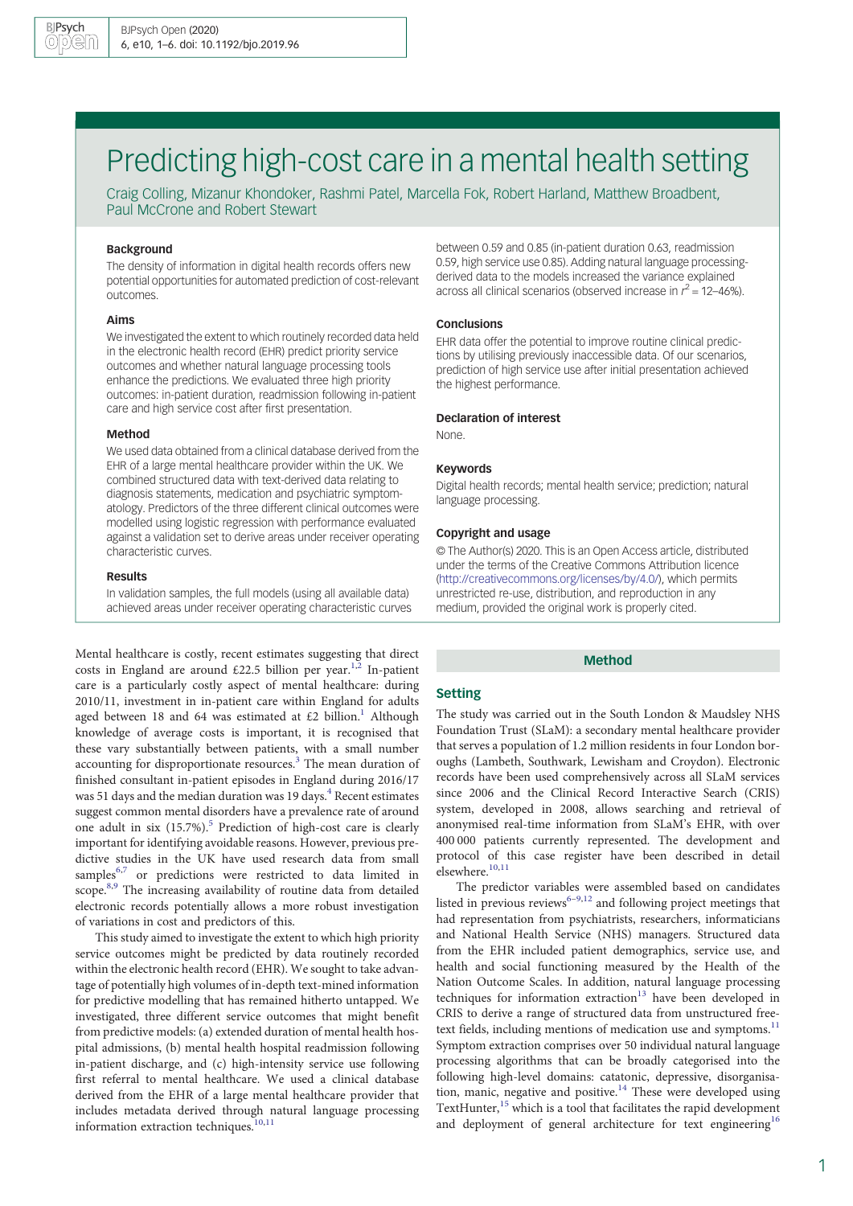# Predicting high-cost care in a mental health setting

Craig Colling, Mizanur Khondoker, Rashmi Patel, Marcella Fok, Robert Harland, Matthew Broadbent, Paul McCrone and Robert Stewart

### Background

The density of information in digital health records offers new potential opportunities for automated prediction of cost-relevant outcomes.

### Aims

We investigated the extent to which routinely recorded data held in the electronic health record (EHR) predict priority service outcomes and whether natural language processing tools enhance the predictions. We evaluated three high priority outcomes: in-patient duration, readmission following in-patient care and high service cost after first presentation.

### Method

We used data obtained from a clinical database derived from the EHR of a large mental healthcare provider within the UK. We combined structured data with text-derived data relating to diagnosis statements, medication and psychiatric symptomatology. Predictors of the three different clinical outcomes were modelled using logistic regression with performance evaluated against a validation set to derive areas under receiver operating characteristic curves.

### Results

In validation samples, the full models (using all available data) achieved areas under receiver operating characteristic curves between 0.59 and 0.85 (in-patient duration 0.63, readmission 0.59, high service use 0.85). Adding natural language processing-derived data to the models increased the variance explained across all clinical scenarios (observed increase in $r^2$ = 12–46%).

### Conclusions

EHR data offer the potential to improve routine clinical predictions by utilising previously inaccessible data. Of our scenarios, prediction of high service use after initial presentation achieved the highest performance.

### Declaration of interest

None.

### Keywords

Digital health records; mental health service; prediction; natural language processing.

### Copyright and usage

© The Author(s) 2020. This is an Open Access article, distributed under the terms of the Creative Commons Attribution licence (http://creativecommons.org/licenses/by/4.0/), which permits unrestricted re-use, distribution, and reproduction in any medium, provided the original work is properly cited.

Mental healthcare is costly, recent estimates suggesting that direct costs in England are around £22.5 billion per year.[1,2] In-patient care is a particularly costly aspect of mental healthcare: during 2010/11, investment in in-patient care within England for adults aged between 18 and 64 was estimated at £2 billion.[1] Although knowledge of average costs is important, it is recognised that these vary substantially between patients, with a small number accounting for disproportionate resources.[3] The mean duration of finished consultant in-patient episodes in England during 2016/17 was 51 days and the median duration was 19 days.[4] Recent estimates suggest common mental disorders have a prevalence rate of around one adult in six (15.7%).[5] Prediction of high-cost care is clearly important for identifying avoidable reasons. However, previous predictive studies in the UK have used research data from small samples[6,7] or predictions were restricted to data limited in scope.[8,9] The increasing availability of routine data from detailed electronic records potentially allows a more robust investigation of variations in cost and predictors of this.

This study aimed to investigate the extent to which high priority service outcomes might be predicted by data routinely recorded within the electronic health record (EHR). We sought to take advantage of potentially high volumes of in-depth text-mined information for predictive modelling that has remained hitherto untapped. We investigated, three different service outcomes that might benefit from predictive models: (a) extended duration of mental health hospital admissions, (b) mental health hospital readmission following in-patient discharge, and (c) high-intensity service use following first referral to mental healthcare. We used a clinical database derived from the EHR of a large mental healthcare provider that includes metadata derived through natural language processing information extraction techniques.[10,11]

## Method

### Setting

The study was carried out in the South London & Maudsley NHS Foundation Trust (SLaM): a secondary mental healthcare provider that serves a population of 1.2 million residents in four London boroughs (Lambeth, Southwark, Lewisham and Croydon). Electronic records have been used comprehensively across all SLaM services since 2006 and the Clinical Record Interactive Search (CRIS) system, developed in 2008, allows searching and retrieval of anonymised real-time information from SLaM's EHR, with over 400 000 patients currently represented. The development and protocol of this case register have been described in detail elsewhere.[10,11]

The predictor variables were assembled based on candidates listed in previous reviews[6–9,12] and following project meetings that had representation from psychiatrists, researchers, informaticians and National Health Service (NHS) managers. Structured data from the EHR included patient demographics, service use, and health and social functioning measured by the Health of the Nation Outcome Scales. In addition, natural language processing techniques for information extraction[13] have been developed in CRIS to derive a range of structured data from unstructured free-text fields, including mentions of medication use and symptoms.[11] Symptom extraction comprises over 50 individual natural language processing algorithms that can be broadly categorised into the following high-level domains: catatonic, depressive, disorganisation, manic, negative and positive.[14] These were developed using TextHunter,[15] which is a tool that facilitates the rapid development and deployment of general architecture for text engineering[16]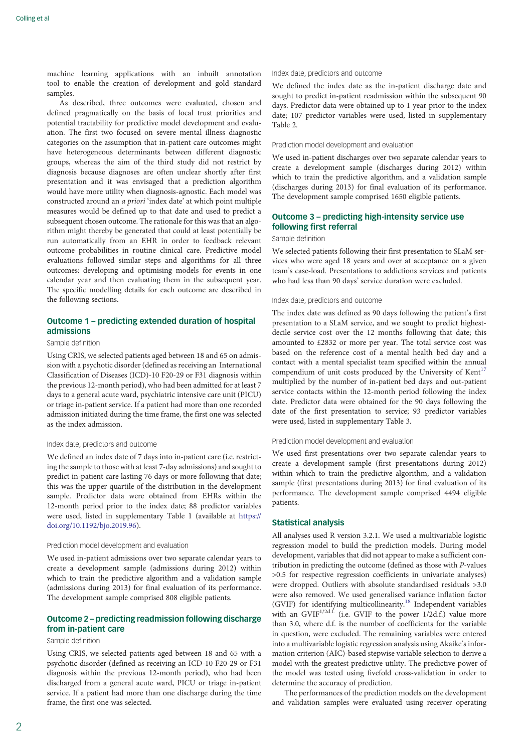machine learning applications with an inbuilt annotation tool to enable the creation of development and gold standard samples.

As described, three outcomes were evaluated, chosen and defined pragmatically on the basis of local trust priorities and potential tractability for predictive model development and evaluation. The first two focused on severe mental illness diagnostic categories on the assumption that in-patient care outcomes might have heterogeneous determinants between different diagnostic groups, whereas the aim of the third study did not restrict by diagnosis because diagnoses are often unclear shortly after first presentation and it was envisaged that a prediction algorithm would have more utility when diagnosis-agnostic. Each model was constructed around an *a priori* 'index date' at which point multiple measures would be defined up to that date and used to predict a subsequent chosen outcome. The rationale for this was that an algorithm might thereby be generated that could at least potentially be run automatically from an EHR in order to feedback relevant outcome probabilities in routine clinical care. Predictive model evaluations followed similar steps and algorithms for all three outcomes: developing and optimising models for events in one calendar year and then evaluating them in the subsequent year. The specific modelling details for each outcome are described in the following sections.

## Outcome 1 – predicting extended duration of hospital admissions

### Sample definition

Using CRIS, we selected patients aged between 18 and 65 on admission with a psychotic disorder (defined as receiving an International Classification of Diseases (ICD)-10 F20-29 or F31 diagnosis within the previous 12-month period), who had been admitted for at least 7 days to a general acute ward, psychiatric intensive care unit (PICU) or triage in-patient service. If a patient had more than one recorded admission initiated during the time frame, the first one was selected as the index admission.

### Index date, predictors and outcome

We defined an index date of 7 days into in-patient care (i.e. restricting the sample to those with at least 7-day admissions) and sought to predict in-patient care lasting 76 days or more following that date; this was the upper quartile of the distribution in the development sample. Predictor data were obtained from EHRs within the 12-month period prior to the index date; 88 predictor variables were used, listed in supplementary Table 1 (available at https://doi.org/10.1192/bjo.2019.96).

### Prediction model development and evaluation

We used in-patient admissions over two separate calendar years to create a development sample (admissions during 2012) within which to train the predictive algorithm and a validation sample (admissions during 2013) for final evaluation of its performance. The development sample comprised 808 eligible patients.

## Outcome 2 – predicting readmission following discharge from in-patient care

### Sample definition

Using CRIS, we selected patients aged between 18 and 65 with a psychotic disorder (defined as receiving an ICD-10 F20-29 or F31 diagnosis within the previous 12-month period), who had been discharged from a general acute ward, PICU or triage in-patient service. If a patient had more than one discharge during the time frame, the first one was selected.

### Index date, predictors and outcome

We defined the index date as the in-patient discharge date and sought to predict in-patient readmission within the subsequent 90 days. Predictor data were obtained up to 1 year prior to the index date; 107 predictor variables were used, listed in supplementary Table 2.

### Prediction model development and evaluation

We used in-patient discharges over two separate calendar years to create a development sample (discharges during 2012) within which to train the predictive algorithm, and a validation sample (discharges during 2013) for final evaluation of its performance. The development sample comprised 1650 eligible patients.

## Outcome 3 – predicting high-intensity service use following first referral

### Sample definition

We selected patients following their first presentation to SLaM services who were aged 18 years and over at acceptance on a given team's case-load. Presentations to addictions services and patients who had less than 90 days' service duration were excluded.

### Index date, predictors and outcome

The index date was defined as 90 days following the patient's first presentation to a SLaM service, and we sought to predict highest-decile service cost over the 12 months following that date; this amounted to £2832 or more per year. The total service cost was based on the reference cost of a mental health bed day and a contact with a mental specialist team specified within the annual compendium of unit costs produced by the University of Kent[17] multiplied by the number of in-patient bed days and out-patient service contacts within the 12-month period following the index date. Predictor data were obtained for the 90 days following the date of the first presentation to service; 93 predictor variables were used, listed in supplementary Table 3.

### Prediction model development and evaluation

We used first presentations over two separate calendar years to create a development sample (first presentations during 2012) within which to train the predictive algorithm, and a validation sample (first presentations during 2013) for final evaluation of its performance. The development sample comprised 4494 eligible patients.

## Statistical analysis

All analyses used R version 3.2.1. We used a multivariable logistic regression model to build the prediction models. During model development, variables that did not appear to make a sufficient contribution in predicting the outcome (defined as those with *P*-values >0.5 for respective regression coefficients in univariate analyses) were dropped. Outliers with absolute standardised residuals >3.0 were also removed. We used generalised variance inflation factor (GVIF) for identifying multicollinearity.[18] Independent variables with an $GVIF^{1/2d.f.}$ (i.e. GVIF to the power 1/2d.f.) value more than 3.0, where d.f. is the number of coefficients for the variable in question, were excluded. The remaining variables were entered into a multivariable logistic regression analysis using Akaike's information criterion (AIC)-based stepwise variable selection to derive a model with the greatest predictive utility. The predictive power of the model was tested using fivefold cross-validation in order to determine the accuracy of prediction.

The performances of the prediction models on the development and validation samples were evaluated using receiver operating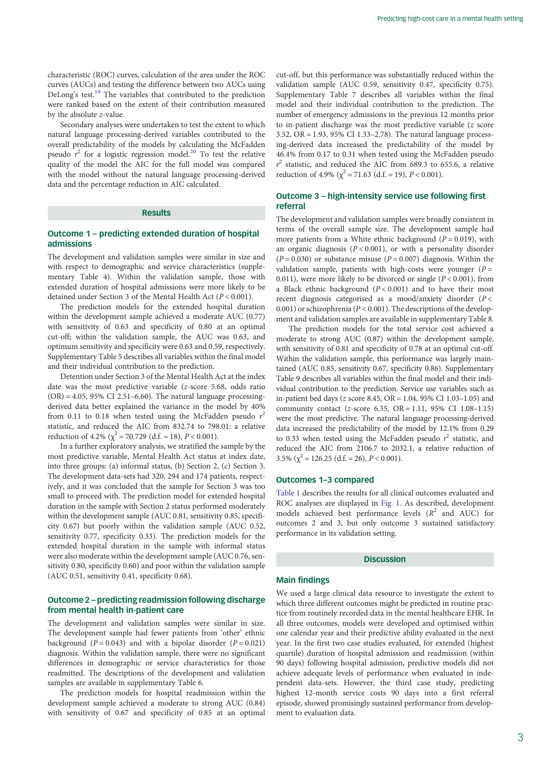characteristic (ROC) curves, calculation of the area under the ROC curves (AUCs) and testing the difference between two AUCs using DeLong's test.[19] The variables that contributed to the prediction were ranked based on the extent of their contribution measured by the absolute *z*-value.

Secondary analyses were undertaken to test the extent to which natural language processing-derived variables contributed to the overall predictability of the models by calculating the McFadden pseudo $r^2$ for a logistic regression model.[20] To test the relative quality of the model the AIC for the full model was compared with the model without the natural language processing-derived data and the percentage reduction in AIC calculated.

## Results

### Outcome 1 – predicting extended duration of hospital admissions

The development and validation samples were similar in size and with respect to demographic and service characteristics (supplementary Table 4). Within the validation sample, those with extended duration of hospital admissions were more likely to be detained under Section 3 of the Mental Health Act ($P < 0.001$).

The prediction models for the extended hospital duration within the development sample achieved a moderate AUC (0.77) with sensitivity of 0.63 and specificity of 0.80 at an optimal cut-off; within the validation sample, the AUC was 0.63, and optimum sensitivity and specificity were 0.63 and 0.59, respectively. Supplementary Table 5 describes all variables within the final model and their individual contribution to the prediction.

Detention under Section 3 of the Mental Health Act at the index date was the most predictive variable (*z*-score 5.68, odds ratio (OR) = 4.05, 95% CI 2.51–6.60). The natural language processing-derived data better explained the variance in the model by 40% from 0.11 to 0.18 when tested using the McFadden pseudo $r^2$ statistic, and reduced the AIC from 832.74 to 798.01: a relative reduction of 4.2% ($\chi^2 = 70.729$ (d.f. = 18), $P < 0.001$).

In a further exploratory analysis, we stratified the sample by the most predictive variable, Mental Health Act status at index date, into three groups: (a) informal status, (b) Section 2, (c) Section 3. The development data-sets had 320, 294 and 174 patients, respectively, and it was concluded that the sample for Section 3 was too small to proceed with. The prediction model for extended hospital duration in the sample with Section 2 status performed moderately within the development sample (AUC 0.81, sensitivity 0.85, specificity 0.67) but poorly within the validation sample (AUC 0.52, sensitivity 0.77, specificity 0.33). The prediction models for the extended hospital duration in the sample with informal status were also moderate within the development sample (AUC 0.76, sensitivity 0.80, specificity 0.60) and poor within the validation sample (AUC 0.51, sensitivity 0.41, specificity 0.68).

### Outcome 2 – predicting readmission following discharge from mental health in-patient care

The development and validation samples were similar in size. The development sample had fewer patients from 'other' ethnic background ($P = 0.043$) and with a bipolar disorder ($P = 0.021$) diagnosis. Within the validation sample, there were no significant differences in demographic or service characteristics for those readmitted. The descriptions of the development and validation samples are available in supplementary Table 6.

The prediction models for hospital readmission within the development sample achieved a moderate to strong AUC (0.84) with sensitivity of 0.67 and specificity of 0.85 at an optimal cut-off, but this performance was substantially reduced within the validation sample (AUC 0.59, sensitivity 0.47, specificity 0.75). Supplementary Table 7 describes all variables within the final model and their individual contribution to the prediction. The number of emergency admissions in the previous 12 months prior to in-patient discharge was the most predictive variable (*z* score 3.52, OR = 1.93, 95% CI 1.33–2.78). The natural language processing-derived data increased the predictability of the model by 46.4% from 0.17 to 0.31 when tested using the McFadden pseudo $r^2$ statistic, and reduced the AIC from 689.3 to 655.6, a relative reduction of 4.9% ($\chi^2 = 71.63$ (d.f. = 19), $P < 0.001$).

### Outcome 3 – high-intensity service use following first referral

The development and validation samples were broadly consistent in terms of the overall sample size. The development sample had more patients from a White ethnic background ($P = 0.019$), with an organic diagnosis ($P < 0.001$), or with a personality disorder ($P = 0.030$) or substance misuse ($P = 0.007$) diagnosis. Within the validation sample, patients with high-costs were younger ($P = 0.011$), were more likely to be divorced or single ($P < 0.001$), from a Black ethnic background ($P < 0.001$) and to have their most recent diagnosis categorised as a mood/anxiety disorder ($P < 0.001$) or schizophrenia ($P < 0.001$). The descriptions of the development and validation samples are available in supplementary Table 8.

The prediction models for the total service cost achieved a moderate to strong AUC (0.87) within the development sample, with sensitivity of 0.81 and specificity of 0.78 at an optimal cut-off. Within the validation sample, this performance was largely maintained (AUC 0.85, sensitivity 0.67, specificity 0.86). Supplementary Table 9 describes all variables within the final model and their individual contribution to the prediction. Service use variables such as in-patient bed days (*z* score 8.45, OR = 1.04, 95% CI 1.03–1.05) and community contact (*z*-score 6.35, OR = 1.11, 95% CI 1.08–1.15) were the most predictive. The natural language processing-derived data increased the predictability of the model by 12.1% from 0.29 to 0.33 when tested using the McFadden pseudo $r^2$ statistic, and reduced the AIC from 2106.7 to 2032.1, a relative reduction of 3.5% ($\chi^2 = 126.25$ (d.f. = 26), $P < 0.001$).

### Outcomes 1–3 compared

Table 1 describes the results for all clinical outcomes evaluated and ROC analyses are displayed in Fig. 1. As described, development models achieved best performance levels ($R^2$ and AUC) for outcomes 2 and 3, but only outcome 3 sustained satisfactory performance in its validation setting.

## Discussion

### Main findings

We used a large clinical data resource to investigate the extent to which three different outcomes might be predicted in routine practice from routinely recorded data in the mental healthcare EHR. In all three outcomes, models were developed and optimised within one calendar year and their predictive ability evaluated in the next year. In the first two case studies evaluated, for extended (highest quartile) duration of hospital admission and readmission (within 90 days) following hospital admission, predictive models did not achieve adequate levels of performance when evaluated in independent data-sets. However, the third case study, predicting highest 12-month service costs 90 days into a first referral episode, showed promisingly sustained performance from development to evaluation data.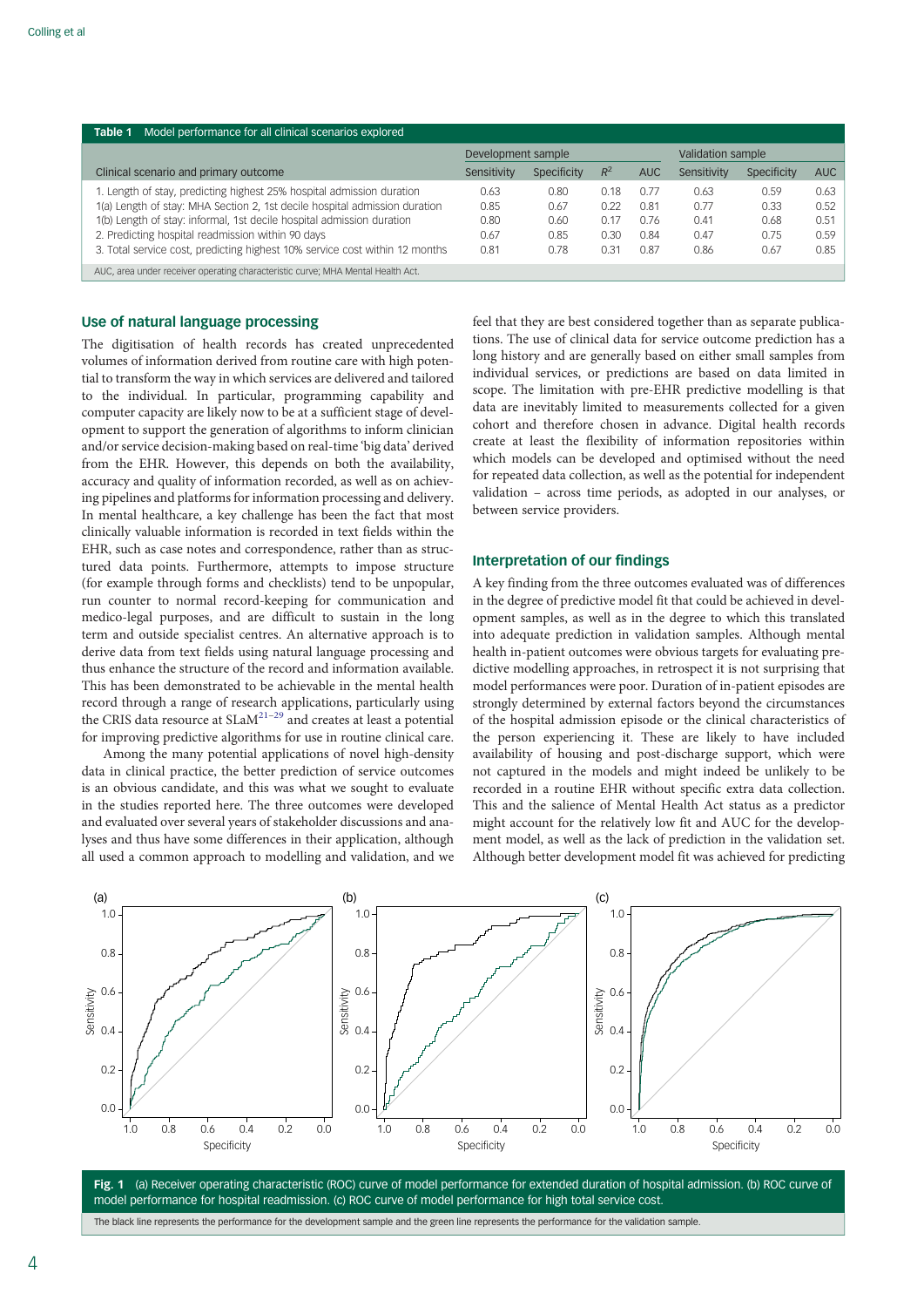**Table 1** Model performance for all clinical scenarios explored

| Clinical scenario and primary outcome | Development sample | | | | Validation sample | | |
|---|---|---|---|---|---|---|---|
| | Sensitivity | Specificity | $R^2$ | AUC | Sensitivity | Specificity | AUC |
| 1. Length of stay, predicting highest 25% hospital admission duration | 0.63 | 0.80 | 0.18 | 0.77 | 0.63 | 0.59 | 0.63 |
| 1(a) Length of stay: MHA Section 2, 1st decile hospital admission duration | 0.85 | 0.67 | 0.22 | 0.81 | 0.77 | 0.33 | 0.52 |
| 1(b) Length of stay: informal, 1st decile hospital admission duration | 0.80 | 0.60 | 0.17 | 0.76 | 0.41 | 0.68 | 0.51 |
| 2. Predicting hospital readmission within 90 days | 0.67 | 0.85 | 0.30 | 0.84 | 0.47 | 0.75 | 0.59 |
| 3. Total service cost, predicting highest 10% service cost within 12 months | 0.81 | 0.78 | 0.31 | 0.87 | 0.86 | 0.67 | 0.85 |

AUC, area under receiver operating characteristic curve; MHA Mental Health Act.

## Use of natural language processing

The digitisation of health records has created unprecedented volumes of information derived from routine care with high potential to transform the way in which services are delivered and tailored to the individual. In particular, programming capability and computer capacity are likely now to be at a sufficient stage of development to support the generation of algorithms to inform clinician and/or service decision-making based on real-time 'big data' derived from the EHR. However, this depends on both the availability, accuracy and quality of information recorded, as well as on achieving pipelines and platforms for information processing and delivery. In mental healthcare, a key challenge has been the fact that most clinically valuable information is recorded in text fields within the EHR, such as case notes and correspondence, rather than as structured data points. Furthermore, attempts to impose structure (for example through forms and checklists) tend to be unpopular, run counter to normal record-keeping for communication and medico-legal purposes, and are difficult to sustain in the long term and outside specialist centres. An alternative approach is to derive data from text fields using natural language processing and thus enhance the structure of the record and information available. This has been demonstrated to be achievable in the mental health record through a range of research applications, particularly using the CRIS data resource at SLaM[21–29] and creates at least a potential for improving predictive algorithms for use in routine clinical care.

Among the many potential applications of novel high-density data in clinical practice, the better prediction of service outcomes is an obvious candidate, and this was what we sought to evaluate in the studies reported here. The three outcomes were developed and evaluated over several years of stakeholder discussions and analyses and thus have some differences in their application, although all used a common approach to modelling and validation, and we feel that they are best considered together than as separate publications. The use of clinical data for service outcome prediction has a long history and are generally based on either small samples from individual services, or predictions are based on data limited in scope. The limitation with pre-EHR predictive modelling is that data are inevitably limited to measurements collected for a given cohort and therefore chosen in advance. Digital health records create at least the flexibility of information repositories within which models can be developed and optimised without the need for repeated data collection, as well as the potential for independent validation – across time periods, as adopted in our analyses, or between service providers.

## Interpretation of our findings

A key finding from the three outcomes evaluated was of differences in the degree of predictive model fit that could be achieved in development samples, as well as in the degree to which this translated into adequate prediction in validation samples. Although mental health in-patient outcomes were obvious targets for evaluating predictive modelling approaches, in retrospect it is not surprising that model performances were poor. Duration of in-patient episodes are strongly determined by external factors beyond the circumstances of the hospital admission episode or the clinical characteristics of the person experiencing it. These are likely to have included availability of housing and post-discharge support, which were not captured in the models and might indeed be unlikely to be recorded in a routine EHR without specific extra data collection. This and the salience of Mental Health Act status as a predictor might account for the relatively low fit and AUC for the development model, as well as the lack of prediction in the validation set. Although better development model fit was achieved for predicting

(a)
1.0
0.8
0.6
0.4
0.2
0.0
Sensitivity
1.0 0.8 0.6 0.4 0.2 0.0
Specificity

(b)
1.0
0.8
0.6
0.4
0.2
0.0
Sensitivity
1.0 0.8 0.6 0.4 0.2 0.0
Specificity

(c)
1.0
0.8
0.6
0.4
0.2
0.0
Sensitivity
1.0 0.8 0.6 0.4 0.2 0.0
Specificity

**Fig. 1** (a) Receiver operating characteristic (ROC) curve of model performance for extended duration of hospital admission. (b) ROC curve of model performance for hospital readmission. (c) ROC curve of model performance for high total service cost.

The black line represents the performance for the development sample and the green line represents the performance for the validation sample.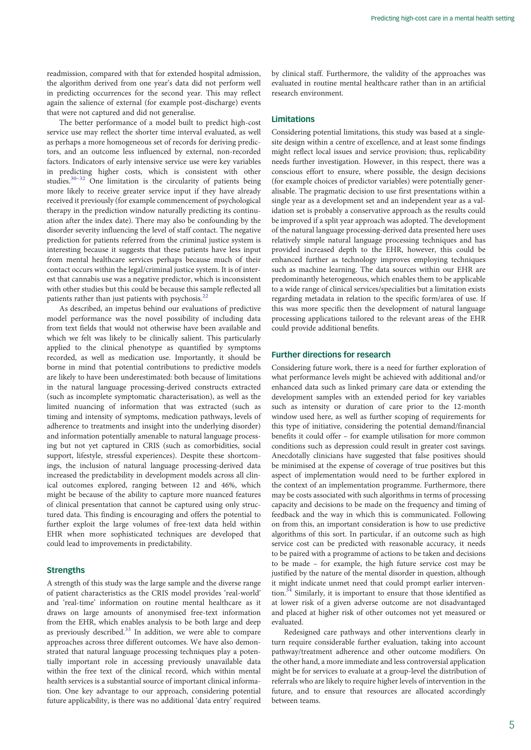readmission, compared with that for extended hospital admission, the algorithm derived from one year's data did not perform well in predicting occurrences for the second year. This may reflect again the salience of external (for example post-discharge) events that were not captured and did not generalise.

The better performance of a model built to predict high-cost service use may reflect the shorter time interval evaluated, as well as perhaps a more homogeneous set of records for deriving predictors, and an outcome less influenced by external, non-recorded factors. Indicators of early intensive service use were key variables in predicting higher costs, which is consistent with other studies.[30–32] One limitation is the circularity of patients being more likely to receive greater service input if they have already received it previously (for example commencement of psychological therapy in the prediction window naturally predicting its continuation after the index date). There may also be confounding by the disorder severity influencing the level of staff contact. The negative prediction for patients referred from the criminal justice system is interesting because it suggests that these patients have less input from mental healthcare services perhaps because much of their contact occurs within the legal/criminal justice system. It is of interest that cannabis use was a negative predictor, which is inconsistent with other studies but this could be because this sample reflected all patients rather than just patients with psychosis.[22]

As described, an impetus behind our evaluations of predictive model performance was the novel possibility of including data from text fields that would not otherwise have been available and which we felt was likely to be clinically salient. This particularly applied to the clinical phenotype as quantified by symptoms recorded, as well as medication use. Importantly, it should be borne in mind that potential contributions to predictive models are likely to have been underestimated: both because of limitations in the natural language processing-derived constructs extracted (such as incomplete symptomatic characterisation), as well as the limited nuancing of information that was extracted (such as timing and intensity of symptoms, medication pathways, levels of adherence to treatments and insight into the underlying disorder) and information potentially amenable to natural language processing but not yet captured in CRIS (such as comorbidities, social support, lifestyle, stressful experiences). Despite these shortcomings, the inclusion of natural language processing-derived data increased the predictability in development models across all clinical outcomes explored, ranging between 12 and 46%, which might be because of the ability to capture more nuanced features of clinical presentation that cannot be captured using only structured data. This finding is encouraging and offers the potential to further exploit the large volumes of free-text data held within EHR when more sophisticated techniques are developed that could lead to improvements in predictability.

## Strengths

A strength of this study was the large sample and the diverse range of patient characteristics as the CRIS model provides 'real-world' and 'real-time' information on routine mental healthcare as it draws on large amounts of anonymised free-text information from the EHR, which enables analysis to be both large and deep as previously described.[33] In addition, we were able to compare approaches across three different outcomes. We have also demonstrated that natural language processing techniques play a potentially important role in accessing previously unavailable data within the free text of the clinical record, which within mental health services is a substantial source of important clinical information. One key advantage to our approach, considering potential future applicability, is there was no additional 'data entry' required by clinical staff. Furthermore, the validity of the approaches was evaluated in routine mental healthcare rather than in an artificial research environment.

## Limitations

Considering potential limitations, this study was based at a single-site design within a centre of excellence, and at least some findings might reflect local issues and service provision; thus, replicability needs further investigation. However, in this respect, there was a conscious effort to ensure, where possible, the design decisions (for example choices of predictor variables) were potentially generalisable. The pragmatic decision to use first presentations within a single year as a development set and an independent year as a validation set is probably a conservative approach as the results could be improved if a split year approach was adopted. The development of the natural language processing-derived data presented here uses relatively simple natural language processing techniques and has provided increased depth to the EHR, however, this could be enhanced further as technology improves employing techniques such as machine learning. The data sources within our EHR are predominantly heterogeneous, which enables them to be applicable to a wide range of clinical services/specialities but a limitation exists regarding metadata in relation to the specific form/area of use. If this was more specific then the development of natural language processing applications tailored to the relevant areas of the EHR could provide additional benefits.

## Further directions for research

Considering future work, there is a need for further exploration of what performance levels might be achieved with additional and/or enhanced data such as linked primary care data or extending the development samples with an extended period for key variables such as intensity or duration of care prior to the 12-month window used here, as well as further scoping of requirements for this type of initiative, considering the potential demand/financial benefits it could offer – for example utilisation for more common conditions such as depression could result in greater cost savings. Anecdotally clinicians have suggested that false positives should be minimised at the expense of coverage of true positives but this aspect of implementation would need to be further explored in the context of an implementation programme. Furthermore, there may be costs associated with such algorithms in terms of processing capacity and decisions to be made on the frequency and timing of feedback and the way in which this is communicated. Following on from this, an important consideration is how to use predictive algorithms of this sort. In particular, if an outcome such as high service cost can be predicted with reasonable accuracy, it needs to be paired with a programme of actions to be taken and decisions to be made – for example, the high future service cost may be justified by the nature of the mental disorder in question, although it might indicate unmet need that could prompt earlier intervention.[34] Similarly, it is important to ensure that those identified as at lower risk of a given adverse outcome are not disadvantaged and placed at higher risk of other outcomes not yet measured or evaluated.

Redesigned care pathways and other interventions clearly in turn require considerable further evaluation, taking into account pathway/treatment adherence and other outcome modifiers. On the other hand, a more immediate and less controversial application might be for services to evaluate at a group-level the distribution of referrals who are likely to require higher levels of intervention in the future, and to ensure that resources are allocated accordingly between teams.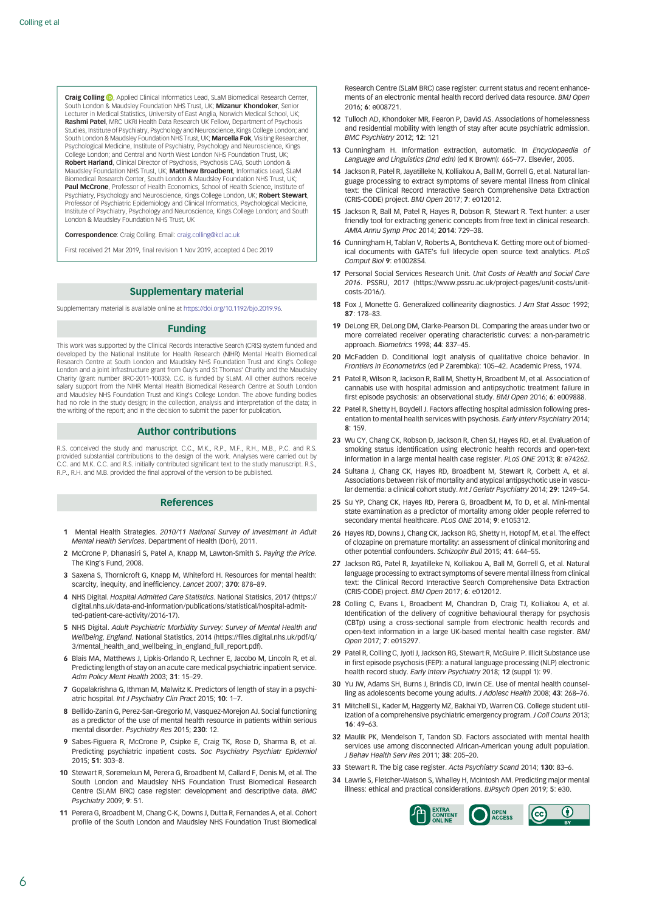**Craig Colling**, Applied Clinical Informatics Lead, SLaM Biomedical Research Center, South London & Maudsley Foundation NHS Trust, UK; **Mizanur Khondoker**, Senior Lecturer in Medical Statistics, University of East Anglia, Norwich Medical School, UK; **Rashmi Patel**, MRC UKRI Health Data Research UK Fellow, Department of Psychosis Studies, Institute of Psychiatry, Psychology and Neuroscience, Kings College London; and South London & Maudsley Foundation NHS Trust, UK; **Marcella Fok**, Visiting Researcher, Psychological Medicine, Institute of Psychiatry, Psychology and Neuroscience, Kings College London; and Central and North West London NHS Foundation Trust, UK; **Robert Harland**, Clinical Director of Psychosis, Psychosis CAG, South London & Maudsley Foundation NHS Trust, UK; **Matthew Broadbent**, Informatics Lead, SLaM Biomedical Research Center, South London & Maudsley Foundation NHS Trust, UK; **Paul McCrone**, Professor of Health Economics, School of Health Science, Institute of Psychiatry, Psychology and Neuroscience, Kings College London, UK; **Robert Stewart**, Professor of Psychiatric Epidemiology and Clinical Informatics, Psychological Medicine, Institute of Psychiatry, Psychology and Neuroscience, Kings College London; and South London & Maudsley Foundation NHS Trust, UK

**Correspondence**: Craig Colling. Email: craig.colling@kcl.ac.uk

First received 21 Mar 2019, final revision 1 Nov 2019, accepted 4 Dec 2019

## Supplementary material

Supplementary material is available online at https://doi.org/10.1192/bjo.2019.96.

## Funding

This work was supported by the Clinical Records Interactive Search (CRIS) system funded and developed by the National Institute for Health Research (NIHR) Mental Health Biomedical Research Centre at South London and Maudsley NHS Foundation Trust and King's College London and a joint infrastructure grant from Guy's and St Thomas' Charity and the Maudsley Charity (grant number BRC-2011-10035). C.C. is funded by SLaM. All other authors receive salary support from the NIHR Mental Health Biomedical Research Centre at South London and Maudsley NHS Foundation Trust and King's College London. The above funding bodies had no role in the study design; in the collection, analysis and interpretation of the data; in the writing of the report; and in the decision to submit the paper for publication.

## Author contributions

R.S. conceived the study and manuscript. C.C., M.K., R.P., M.F., R.H., M.B., P.C. and R.S. provided substantial contributions to the design of the work. Analyses were carried out by C.C. and M.K. C.C. and R.S. initially contributed significant text to the study manuscript. R.S., R.P., R.H. and M.B. provided the final approval of the version to be published.

## References

1. Mental Health Strategies. *2010/11 National Survey of Investment in Adult Mental Health Services*. Department of Health (DoH), 2011.
2. McCrone P, Dhanasiri S, Patel A, Knapp M, Lawton-Smith S. *Paying the Price*. The King's Fund, 2008.
3. Saxena S, Thornicroft G, Knapp M, Whiteford H. Resources for mental health: scarcity, inequity, and inefficiency. *Lancet* 2007; **370**: 878–89.
4. NHS Digital. *Hospital Admitted Care Statistics*. National Statisics, 2017 (https://digital.nhs.uk/data-and-information/publications/statistical/hospital-admitted-patient-care-activity/2016-17).
5. NHS Digital. *Adult Psychiatric Morbidity Survey: Survey of Mental Health and Wellbeing, England*. National Statistics, 2014 (https://files.digital.nhs.uk/pdf/q/3/mental_health_and_wellbeing_in_england_full_report.pdf).
6. Blais MA, Matthews J, Lipkis-Orlando R, Lechner E, Jacobo M, Lincoln R, et al. Predicting length of stay on an acute care medical psychiatric inpatient service. *Adm Policy Ment Health* 2003; **31**: 15–29.
7. Gopalakrishna G, Ithman M, Malwitz K. Predictors of length of stay in a psychiatric hospital. *Int J Psychiatry Clin Pract* 2015; **10**: 1–7.
8. Bellido-Zanin G, Perez-San-Gregorio M, Vasquez-Morejon AJ. Social functioning as a predictor of the use of mental health resource in patients within serious mental disorder. *Psychiatry Res* 2015; **230**: 12.
9. Sabes-Figuera R, McCrone P, Csipke E, Craig TK, Rose D, Sharma B, et al. Predicting psychiatric inpatient costs. *Soc Psychiatry Psychiatr Epidemiol* 2015; **51**: 303–8.
10. Stewart R, Soremekun M, Perera G, Broadbent M, Callard F, Denis M, et al. The South London and Maudsley NHS Foundation Trust Biomedical Research Centre (SLAM BRC) case register: development and descriptive data. *BMC Psychiatry* 2009; **9**: 51.
11. Perera G, Broadbent M, Chang C-K, Downs J, Dutta R, Fernandes A, et al. Cohort profile of the South London and Maudsley NHS Foundation Trust Biomedical Research Centre (SLaM BRC) case register: current status and recent enhancements of an electronic mental health record derived data resource. *BMJ Open* 2016; **6**: e008721.
12. Tulloch AD, Khondoker MR, Fearon P, David AS. Associations of homelessness and residential mobility with length of stay after acute psychiatric admission. *BMC Psychiatry* 2012; **12**: 121
13. Cunningham H. Information extraction, automatic. In *Encyclopaedia of Language and Linguistics (2nd edn)* (ed K Brown): 665–77. Elsevier, 2005.
14. Jackson R, Patel R, Jayatilleke N, Kolliakou A, Ball M, Gorrell G, et al. Natural language processing to extract symptoms of severe mental illness from clinical text: the Clinical Record Interactive Search Comprehensive Data Extraction (CRIS-CODE) project. *BMJ Open* 2017; **7**: e012012.
15. Jackson R, Ball M, Patel R, Hayes R, Dobson R, Stewart R. Text hunter: a user friendly tool for extracting generic concepts from free text in clinical research. *AMIA Annu Symp Proc* 2014; **2014**: 729–38.
16. Cunningham H, Tablan V, Roberts A, Bontcheva K. Getting more out of biomedical documents with GATE's full lifecycle open source text analytics. *PLoS Comput Biol* **9**: e1002854.
17. Personal Social Services Research Unit. *Unit Costs of Health and Social Care 2016*. PSSRU, 2017 (https://www.pssru.ac.uk/project-pages/unit-costs/unit-costs-2016/).
18. Fox J, Monette G. Generalized collinearity diagnostics. *J Am Stat Assoc* 1992; **87**: 178–83.
19. DeLong ER, DeLong DM, Clarke-Pearson DL. Comparing the areas under two or more correlated receiver operating characteristic curves: a non-parametric approach. *Biometrics* 1998; **44**: 837–45.
20. McFadden D. Conditional logit analysis of qualitative choice behavior. In *Frontiers in Econometrics* (ed P Zarembka): 105–42. Academic Press, 1974.
21. Patel R, Wilson R, Jackson R, Ball M, Shetty H, Broadbent M, et al. Association of cannabis use with hospital admission and antipsychotic treatment failure in first episode psychosis: an observational study. *BMJ Open* 2016; **6**: e009888.
22. Patel R, Shetty H, Boydell J. Factors affecting hospital admission following presentation to mental health services with psychosis. *Early Interv Psychiatry* 2014; **8**: 159.
23. Wu CY, Chang CK, Robson D, Jackson R, Chen SJ, Hayes RD, et al. Evaluation of smoking status identification using electronic health records and open-text information in a large mental health case register. *PLoS ONE* 2013; **8**: e74262.
24. Sultana J, Chang CK, Hayes RD, Broadbent M, Stewart R, Corbett A, et al. Associations between risk of mortality and atypical antipsychotic use in vascular dementia: a clinical cohort study. *Int J Geriatr Psychiatry* 2014; **29**: 1249–54.
25. Su YP, Chang CK, Hayes RD, Perera G, Broadbent M, To D, et al. Mini-mental state examination as a predictor of mortality among older people referred to secondary mental healthcare. *PLoS ONE* 2014; **9**: e105312.
26. Hayes RD, Downs J, Chang CK, Jackson RG, Shetty H, Hotopf M, et al. The effect of clozapine on premature mortality: an assessment of clinical monitoring and other potential confounders. *Schizophr Bull* 2015; **41**: 644–55.
27. Jackson RG, Patel R, Jayatilleke N, Kolliakou A, Ball M, Gorrell G, et al. Natural language processing to extract symptoms of severe mental illness from clinical text: the Clinical Record Interactive Search Comprehensive Data Extraction (CRIS-CODE) project. *BMJ Open* 2017; **6**: e012012.
28. Colling C, Evans L, Broadbent M, Chandran D, Craig TJ, Kolliakou A, et al. Identification of the delivery of cognitive behavioural therapy for psychosis (CBTp) using a cross-sectional sample from electronic health records and open-text information in a large UK-based mental health case register. *BMJ Open* 2017; **7**: e015297.
29. Patel R, Colling C, Jyoti J, Jackson RG, Stewart R, McGuire P. Illicit Substance use in first episode psychosis (FEP): a natural language processing (NLP) electronic health record study. *Early Interv Psychiatry* 2018; **12** (suppl 1): 99.
30. Yu JW, Adams SH, Burns J, Brindis CD, Irwin CE. Use of mental health counselling as adolescents become young adults. *J Adolesc Health* 2008; **43**: 268–76.
31. Mitchell SL, Kader M, Haggerty MZ, Bakhai YD, Warren CG. College student utilization of a comprehensive psychiatric emergency program. *J Coll Couns* 2013; **16**: 49–63.
32. Maulik PK, Mendelson T, Tandon SD. Factors associated with mental health services use among disconnected African-American young adult population. *J Behav Health Serv Res* 2011; **38**: 205–20.
33. Stewart R. The big case register. *Acta Psychiatry Scand* 2014; **130**: 83–6.
34. Lawrie S, Fletcher-Watson S, Whalley H, McIntosh AM. Predicting major mental illness: ethical and practical considerations. *BJPsych Open* 2019; **5**: e30.